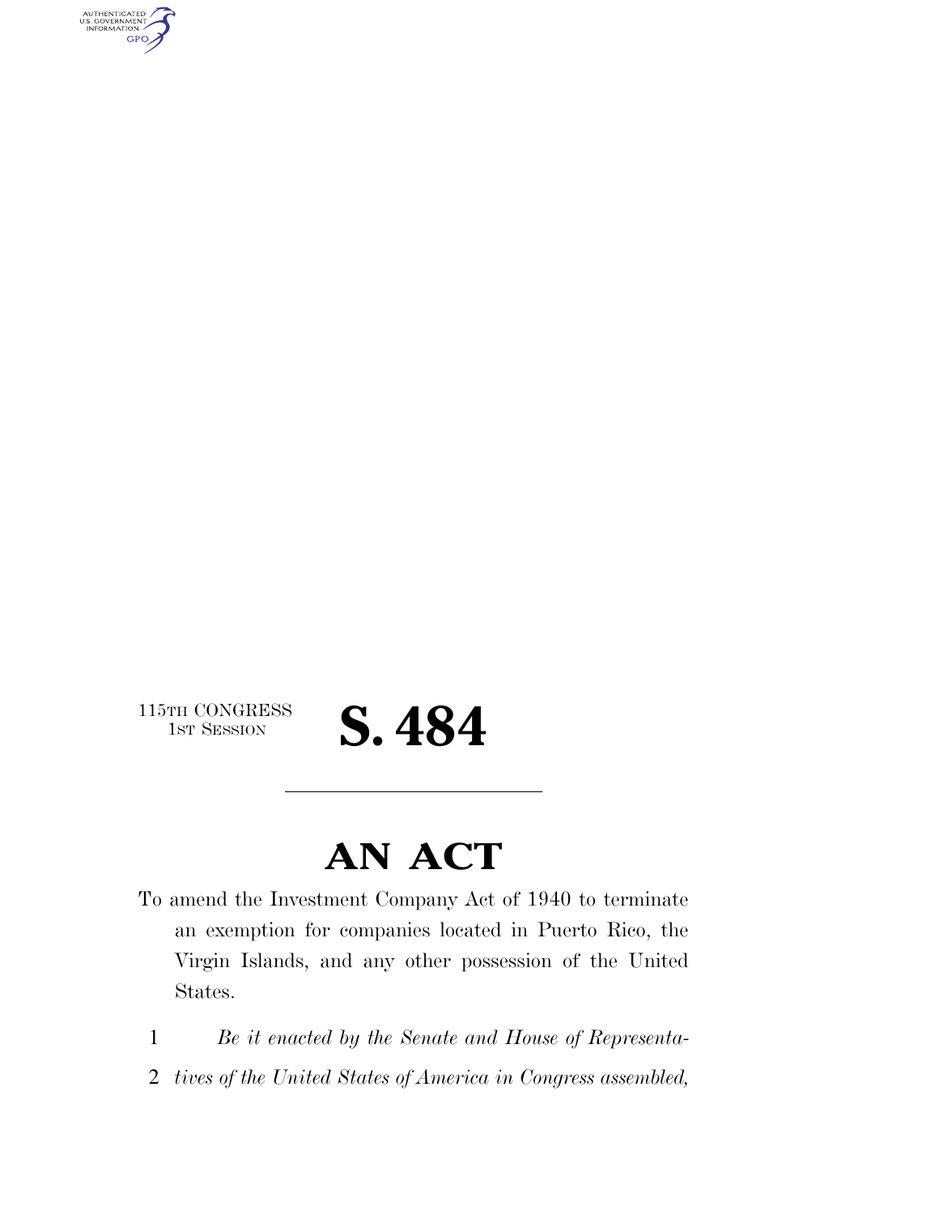115TH CONGRESS
1ST SESSION

# S. 484

---

# AN ACT

To amend the Investment Company Act of 1940 to terminate an exemption for companies located in Puerto Rico, the Virgin Islands, and any other possession of the United States.

1 *Be it enacted by the Senate and House of Representa-*
2 *tives of the United States of America in Congress assembled,*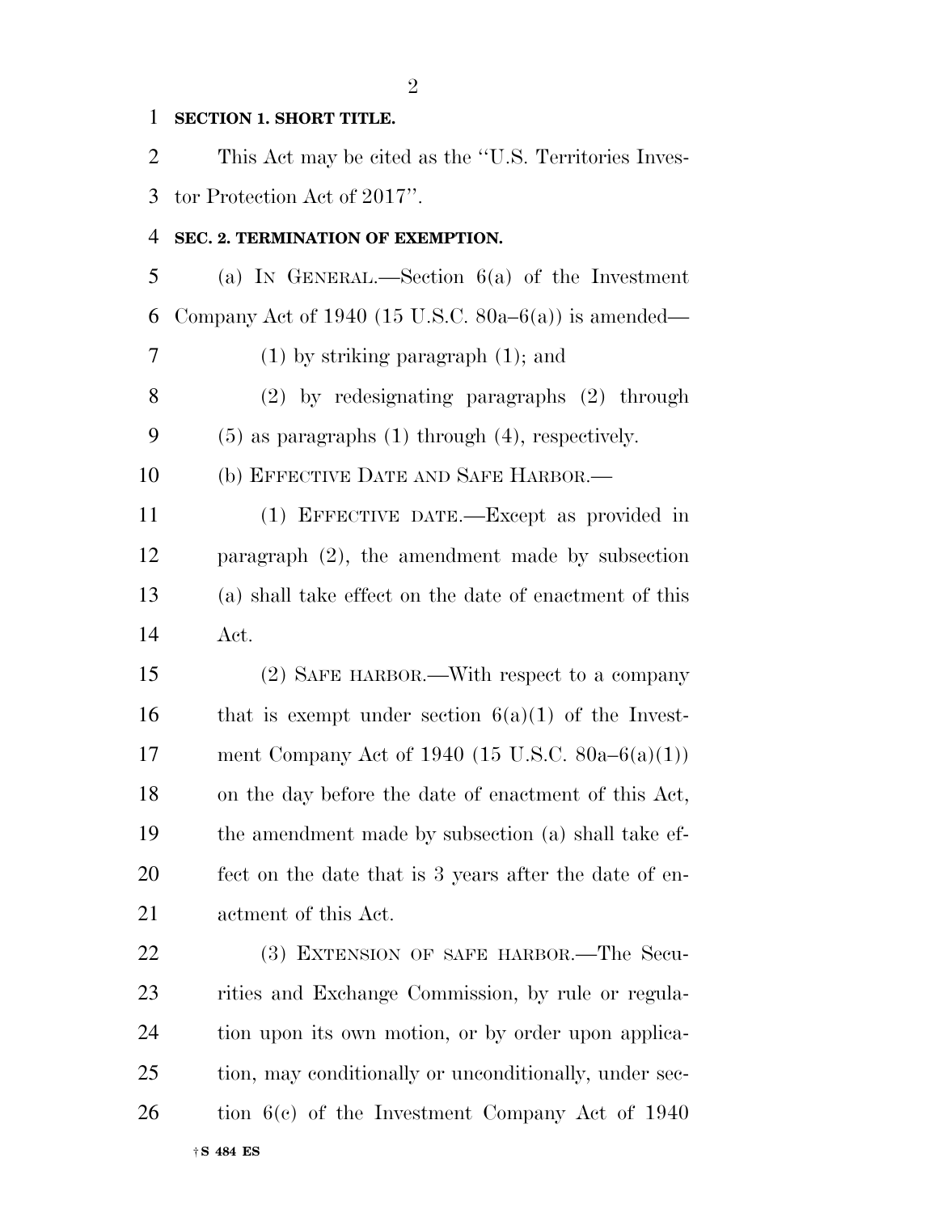**SECTION 1. SHORT TITLE.**

This Act may be cited as the "U.S. Territories Investor Protection Act of 2017".

**SEC. 2. TERMINATION OF EXEMPTION.**

(a) IN GENERAL.—Section 6(a) of the Investment Company Act of 1940 (15 U.S.C. 80a–6(a)) is amended—

(1) by striking paragraph (1); and

(2) by redesignating paragraphs (2) through (5) as paragraphs (1) through (4), respectively.

(b) EFFECTIVE DATE AND SAFE HARBOR.—

(1) EFFECTIVE DATE.—Except as provided in paragraph (2), the amendment made by subsection (a) shall take effect on the date of enactment of this Act.

(2) SAFE HARBOR.—With respect to a company that is exempt under section 6(a)(1) of the Investment Company Act of 1940 (15 U.S.C. 80a–6(a)(1)) on the day before the date of enactment of this Act, the amendment made by subsection (a) shall take effect on the date that is 3 years after the date of enactment of this Act.

(3) EXTENSION OF SAFE HARBOR.—The Securities and Exchange Commission, by rule or regulation upon its own motion, or by order upon application, may conditionally or unconditionally, under section 6(c) of the Investment Company Act of 1940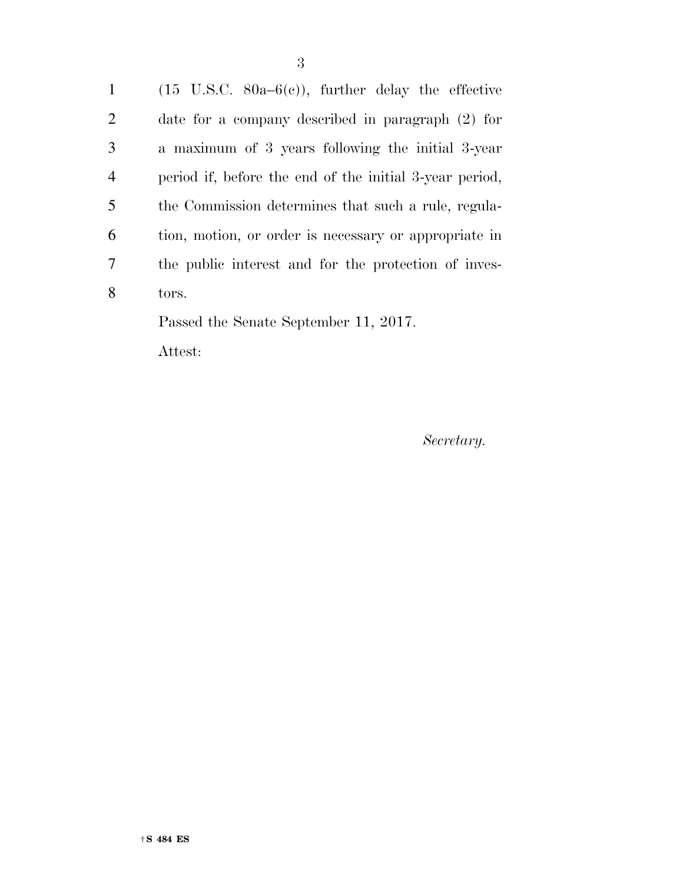(15 U.S.C. 80a–6(c)), further delay the effective date for a company described in paragraph (2) for a maximum of 3 years following the initial 3-year period if, before the end of the initial 3-year period, the Commission determines that such a rule, regulation, motion, or order is necessary or appropriate in the public interest and for the protection of investors.

Passed the Senate September 11, 2017.

Attest:

*Secretary.*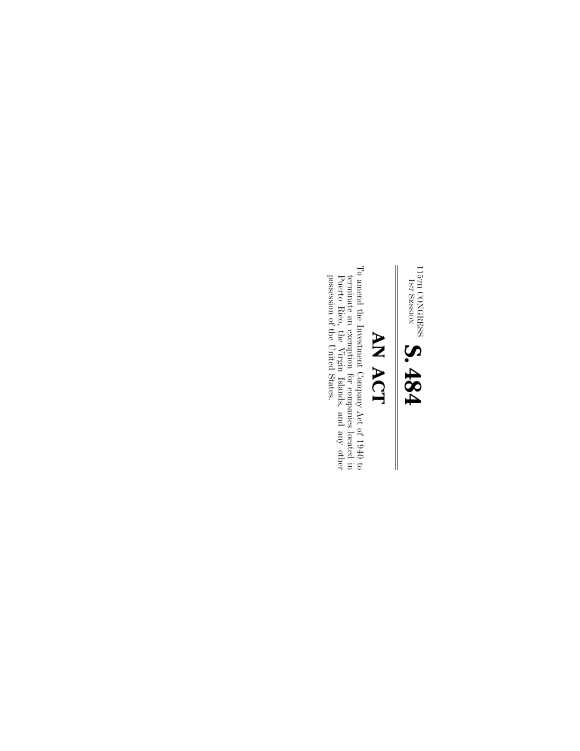115TH CONGRESS
1ST SESSION

# S. 484

---

# AN ACT

To amend the Investment Company Act of 1940 to terminate an exemption for companies located in Puerto Rico, the Virgin Islands, and any other possession of the United States.